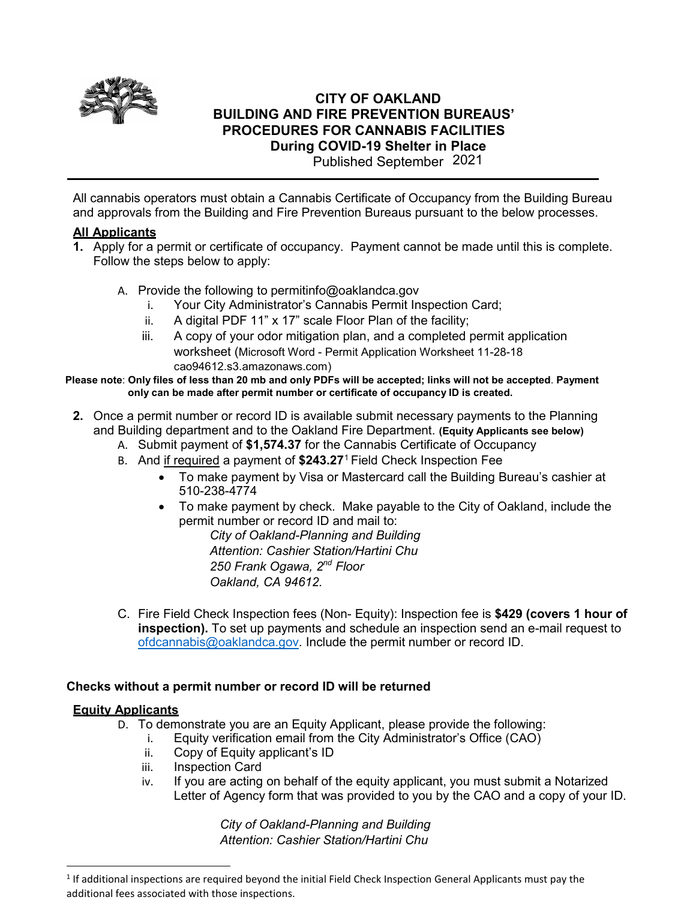# CITY OF OAKLAND
## BUILDING AND FIRE PREVENTION BUREAUS' PROCEDURES FOR CANNABIS FACILITIES
### During COVID-19 Shelter in Place

Published September 2021

---

All cannabis operators must obtain a Cannabis Certificate of Occupancy from the Building Bureau and approvals from the Building and Fire Prevention Bureaus pursuant to the below processes.

**All Applicants**

1. Apply for a permit or certificate of occupancy. Payment cannot be made until this is complete. Follow the steps below to apply:

   A. Provide the following to permitinfo@oaklandca.gov
      i. Your City Administrator's Cannabis Permit Inspection Card;
      ii. A digital PDF 11" x 17" scale Floor Plan of the facility;
      iii. A copy of your odor mitigation plan, and a completed permit application worksheet (Microsoft Word - Permit Application Worksheet 11-28-18 cao94612.s3.amazonaws.com)

**Please note**: **Only files of less than 20 mb and only PDFs will be accepted; links will not be accepted**. **Payment only can be made after permit number or certificate of occupancy ID is created.**

2. Once a permit number or record ID is available submit necessary payments to the Planning and Building department and to the Oakland Fire Department. **(Equity Applicants see below)**

   A. Submit payment of **$1,574.37** for the Cannabis Certificate of Occupancy

   B. And if required a payment of **$243.27**[1] Field Check Inspection Fee
      - To make payment by Visa or Mastercard call the Building Bureau's cashier at 510-238-4774
      - To make payment by check. Make payable to the City of Oakland, include the permit number or record ID and mail to:

        *City of Oakland-Planning and Building*
        *Attention: Cashier Station/Hartini Chu*
        *250 Frank Ogawa, 2nd Floor*
        *Oakland, CA 94612.*

   C. Fire Field Check Inspection fees (Non- Equity): Inspection fee is **$429 (covers 1 hour of inspection).** To set up payments and schedule an inspection send an e-mail request to ofdcannabis@oaklandca.gov. Include the permit number or record ID.

**Checks without a permit number or record ID will be returned**

**Equity Applicants**

   D. To demonstrate you are an Equity Applicant, please provide the following:
      i. Equity verification email from the City Administrator's Office (CAO)
      ii. Copy of Equity applicant's ID
      iii. Inspection Card
      iv. If you are acting on behalf of the equity applicant, you must submit a Notarized Letter of Agency form that was provided to you by the CAO and a copy of your ID.

        *City of Oakland-Planning and Building*
        *Attention: Cashier Station/Hartini Chu*

---

[1] If additional inspections are required beyond the initial Field Check Inspection General Applicants must pay the additional fees associated with those inspections.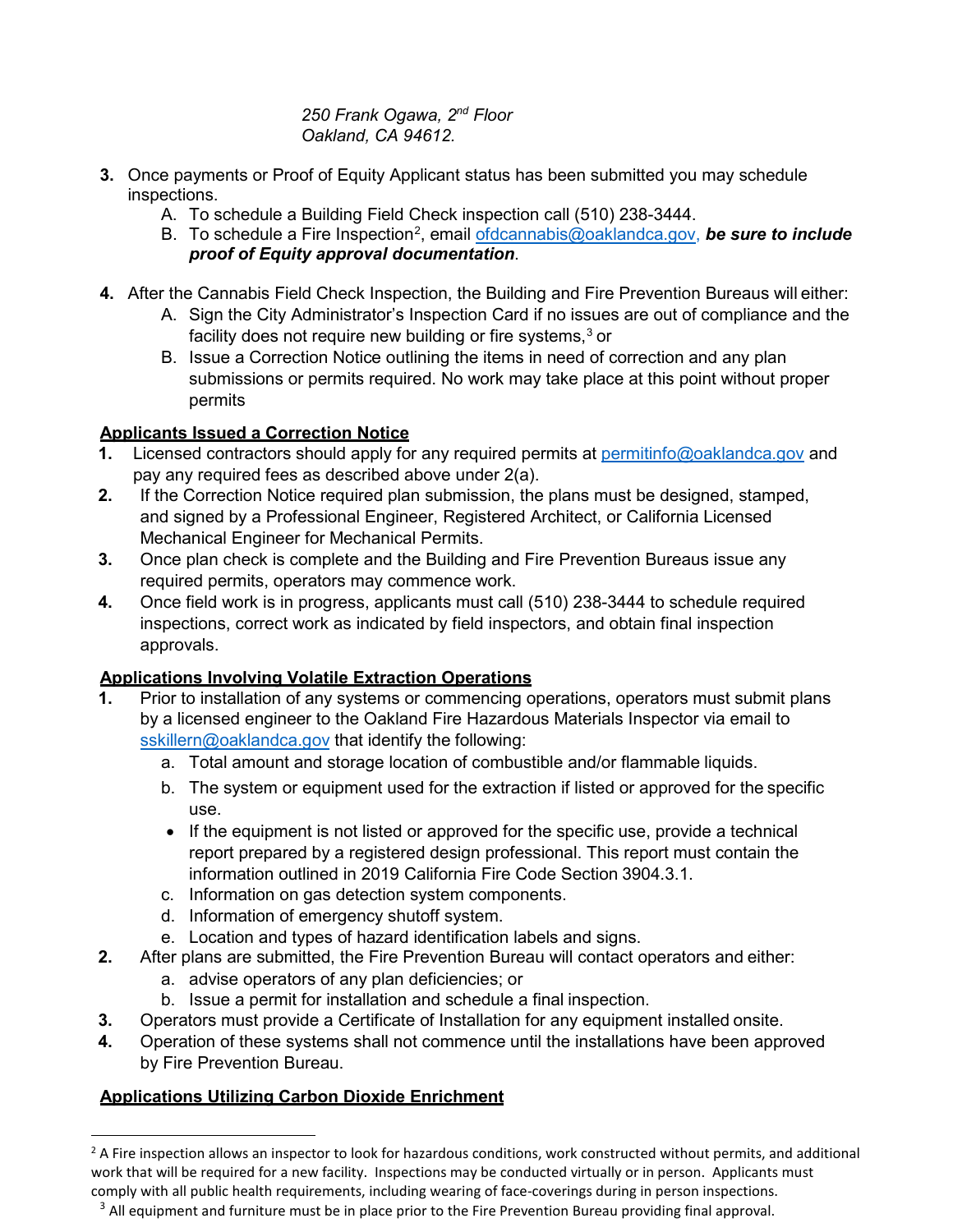*250 Frank Ogawa, 2nd Floor*
*Oakland, CA 94612.*

3. Once payments or Proof of Equity Applicant status has been submitted you may schedule inspections.
   A. To schedule a Building Field Check inspection call (510) 238-3444.
   B. To schedule a Fire Inspection[2], email ofdcannabis@oaklandca.gov, ***be sure to include proof of Equity approval documentation***.

4. After the Cannabis Field Check Inspection, the Building and Fire Prevention Bureaus will either:
   A. Sign the City Administrator's Inspection Card if no issues are out of compliance and the facility does not require new building or fire systems,[3] or
   B. Issue a Correction Notice outlining the items in need of correction and any plan submissions or permits required. No work may take place at this point without proper permits

**Applicants Issued a Correction Notice**

1. Licensed contractors should apply for any required permits at permitinfo@oaklandca.gov and pay any required fees as described above under 2(a).
2. If the Correction Notice required plan submission, the plans must be designed, stamped, and signed by a Professional Engineer, Registered Architect, or California Licensed Mechanical Engineer for Mechanical Permits.
3. Once plan check is complete and the Building and Fire Prevention Bureaus issue any required permits, operators may commence work.
4. Once field work is in progress, applicants must call (510) 238-3444 to schedule required inspections, correct work as indicated by field inspectors, and obtain final inspection approvals.

**Applications Involving Volatile Extraction Operations**

1. Prior to installation of any systems or commencing operations, operators must submit plans by a licensed engineer to the Oakland Fire Hazardous Materials Inspector via email to sskillern@oaklandca.gov that identify the following:
   a. Total amount and storage location of combustible and/or flammable liquids.
   b. The system or equipment used for the extraction if listed or approved for the specific use.
   - If the equipment is not listed or approved for the specific use, provide a technical report prepared by a registered design professional. This report must contain the information outlined in 2019 California Fire Code Section 3904.3.1.
   c. Information on gas detection system components.
   d. Information of emergency shutoff system.
   e. Location and types of hazard identification labels and signs.
2. After plans are submitted, the Fire Prevention Bureau will contact operators and either:
   a. advise operators of any plan deficiencies; or
   b. Issue a permit for installation and schedule a final inspection.
3. Operators must provide a Certificate of Installation for any equipment installed onsite.
4. Operation of these systems shall not commence until the installations have been approved by Fire Prevention Bureau.

**Applications Utilizing Carbon Dioxide Enrichment**

[2] A Fire inspection allows an inspector to look for hazardous conditions, work constructed without permits, and additional work that will be required for a new facility. Inspections may be conducted virtually or in person. Applicants must comply with all public health requirements, including wearing of face-coverings during in person inspections.

[3] All equipment and furniture must be in place prior to the Fire Prevention Bureau providing final approval.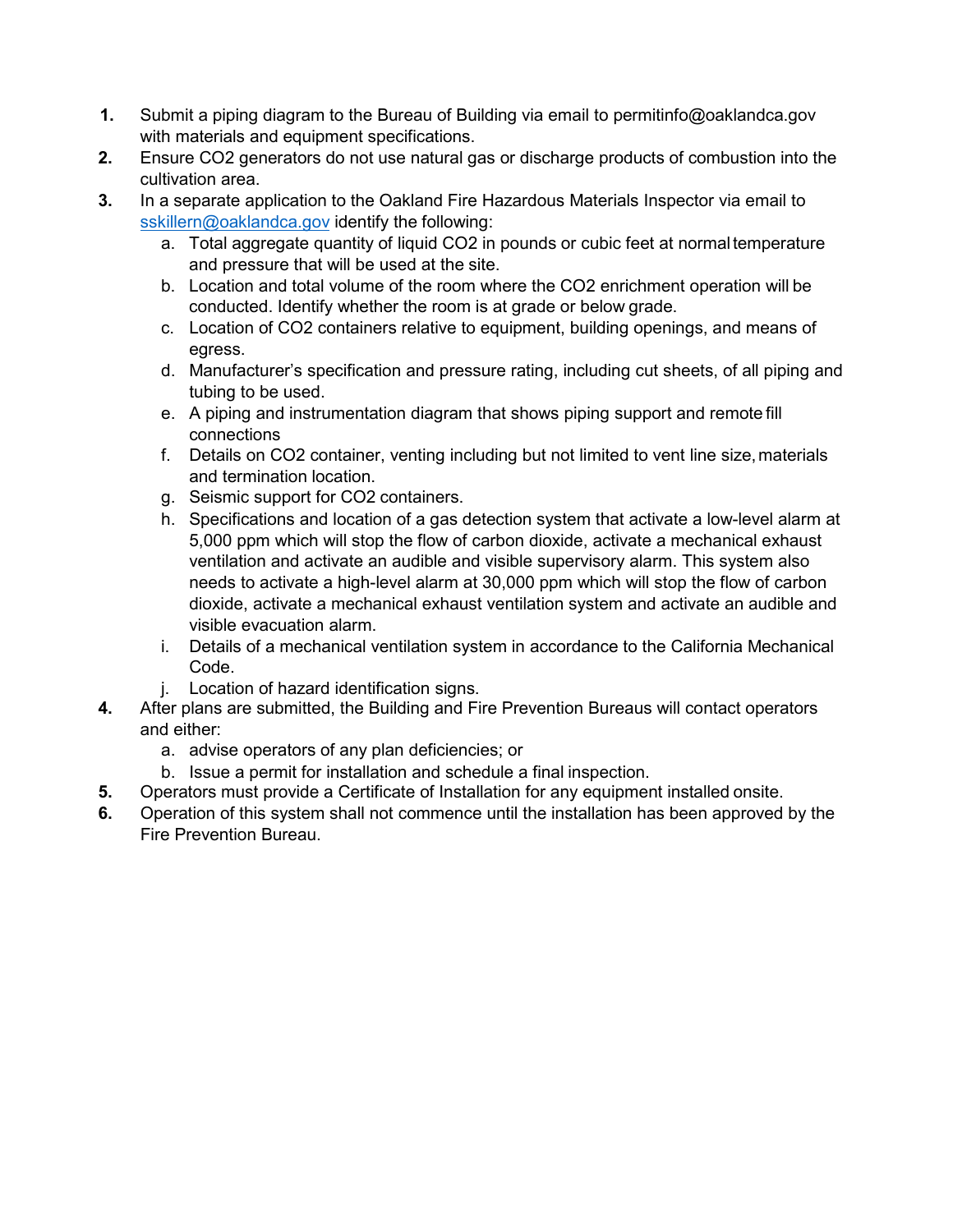1. Submit a piping diagram to the Bureau of Building via email to permitinfo@oaklandca.gov with materials and equipment specifications.
2. Ensure $CO_2$ generators do not use natural gas or discharge products of combustion into the cultivation area.
3. In a separate application to the Oakland Fire Hazardous Materials Inspector via email to sskillern@oaklandca.gov identify the following:
    a. Total aggregate quantity of liquid $CO_2$ in pounds or cubic feet at normal temperature and pressure that will be used at the site.
    b. Location and total volume of the room where the $CO_2$ enrichment operation will be conducted. Identify whether the room is at grade or below grade.
    c. Location of $CO_2$ containers relative to equipment, building openings, and means of egress.
    d. Manufacturer's specification and pressure rating, including cut sheets, of all piping and tubing to be used.
    e. A piping and instrumentation diagram that shows piping support and remote fill connections
    f. Details on $CO_2$ container, venting including but not limited to vent line size, materials and termination location.
    g. Seismic support for $CO_2$ containers.
    h. Specifications and location of a gas detection system that activate a low-level alarm at 5,000 ppm which will stop the flow of carbon dioxide, activate a mechanical exhaust ventilation and activate an audible and visible supervisory alarm. This system also needs to activate a high-level alarm at 30,000 ppm which will stop the flow of carbon dioxide, activate a mechanical exhaust ventilation system and activate an audible and visible evacuation alarm.
    i. Details of a mechanical ventilation system in accordance to the California Mechanical Code.
    j. Location of hazard identification signs.
4. After plans are submitted, the Building and Fire Prevention Bureaus will contact operators and either:
    a. advise operators of any plan deficiencies; or
    b. Issue a permit for installation and schedule a final inspection.
5. Operators must provide a Certificate of Installation for any equipment installed onsite.
6. Operation of this system shall not commence until the installation has been approved by the Fire Prevention Bureau.